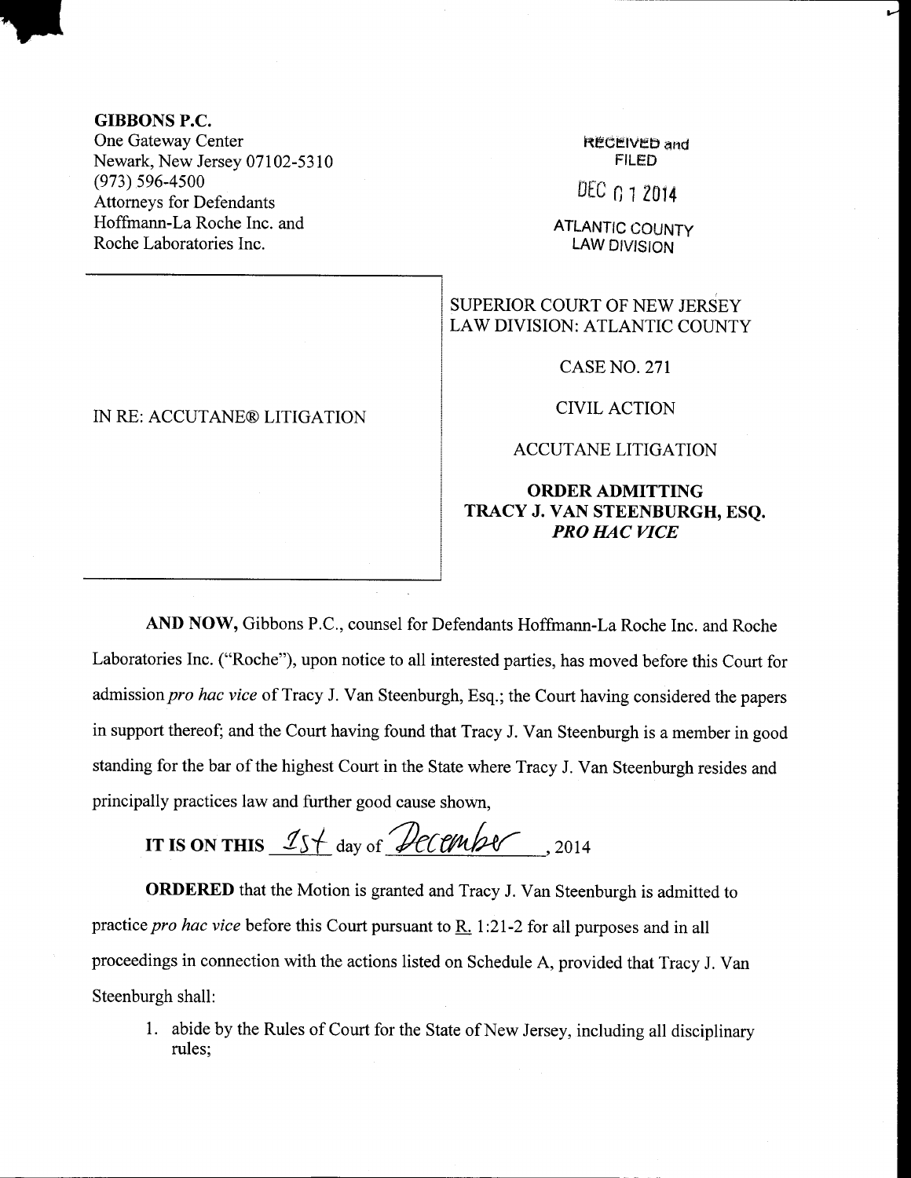**GIBBONS P.C.**
One Gateway Center
Newark, New Jersey 07102-5310
(973) 596-4500
Attorneys for Defendants
Hoffmann-La Roche Inc. and
Roche Laboratories Inc.

RECEIVED and
FILED
DEC 01 2014
ATLANTIC COUNTY
LAW DIVISION

| | |
|---|---|
| IN RE: ACCUTANE® LITIGATION | SUPERIOR COURT OF NEW JERSEY<br>LAW DIVISION: ATLANTIC COUNTY<br><br>CASE NO. 271<br><br>CIVIL ACTION<br><br>ACCUTANE LITIGATION<br><br>**ORDER ADMITTING TRACY J. VAN STEENBURGH, ESQ. *PRO HAC VICE*** |

**AND NOW,** Gibbons P.C., counsel for Defendants Hoffmann-La Roche Inc. and Roche Laboratories Inc. ("Roche"), upon notice to all interested parties, has moved before this Court for admission *pro hac vice* of Tracy J. Van Steenburgh, Esq.; the Court having considered the papers in support thereof; and the Court having found that Tracy J. Van Steenburgh is a member in good standing for the bar of the highest Court in the State where Tracy J. Van Steenburgh resides and principally practices law and further good cause shown,

**IT IS ON THIS** 1st day of December, 2014

**ORDERED** that the Motion is granted and Tracy J. Van Steenburgh is admitted to practice *pro hac vice* before this Court pursuant to R. 1:21-2 for all purposes and in all proceedings in connection with the actions listed on Schedule A, provided that Tracy J. Van Steenburgh shall:

1. abide by the Rules of Court for the State of New Jersey, including all disciplinary rules;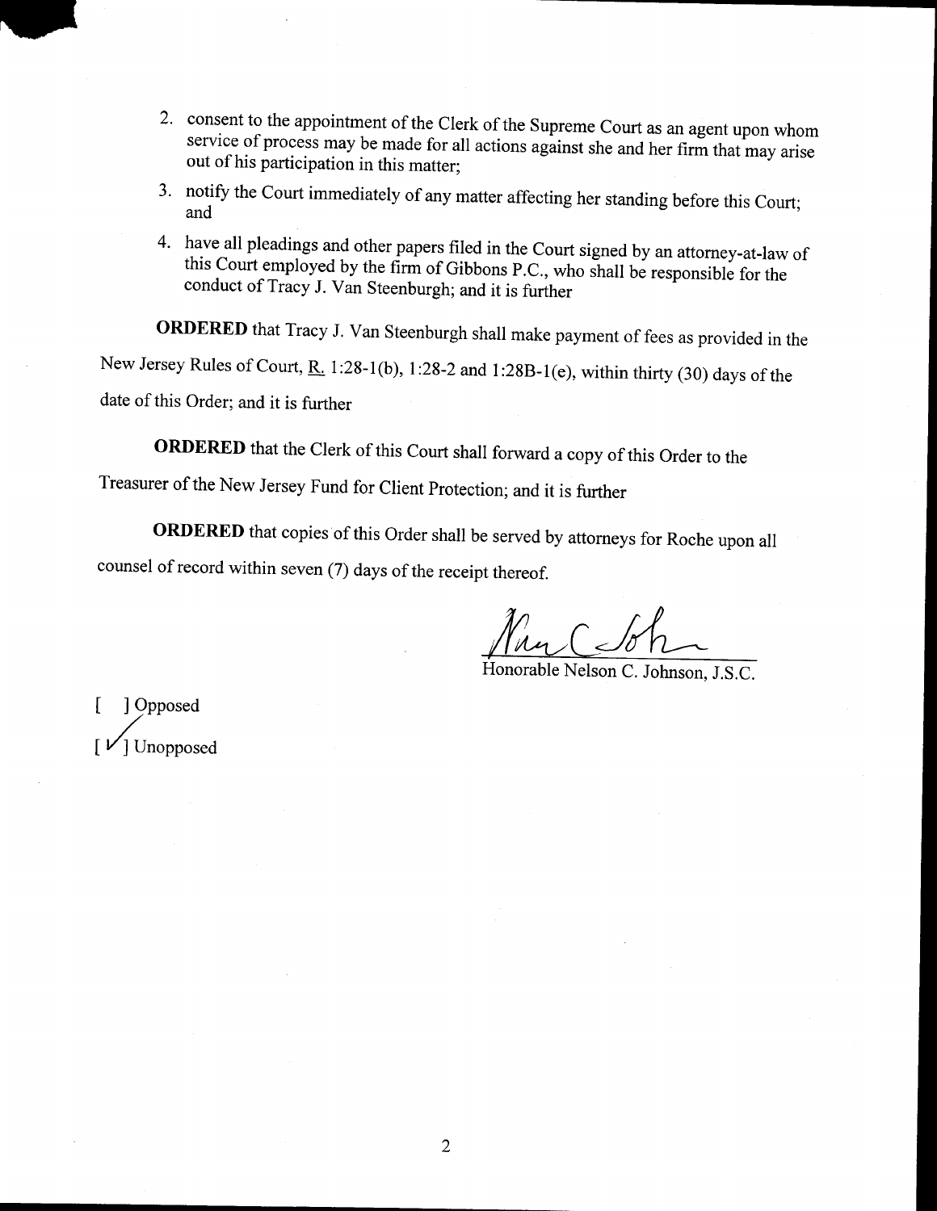2. consent to the appointment of the Clerk of the Supreme Court as an agent upon whom service of process may be made for all actions against she and her firm that may arise out of his participation in this matter;

3. notify the Court immediately of any matter affecting her standing before this Court; and

4. have all pleadings and other papers filed in the Court signed by an attorney-at-law of this Court employed by the firm of Gibbons P.C., who shall be responsible for the conduct of Tracy J. Van Steenburgh; and it is further

**ORDERED** that Tracy J. Van Steenburgh shall make payment of fees as provided in the New Jersey Rules of Court, R. 1:28-1(b), 1:28-2 and 1:28B-1(e), within thirty (30) days of the date of this Order; and it is further

**ORDERED** that the Clerk of this Court shall forward a copy of this Order to the Treasurer of the New Jersey Fund for Client Protection; and it is further

**ORDERED** that copies of this Order shall be served by attorneys for Roche upon all counsel of record within seven (7) days of the receipt thereof.

Honorable Nelson C. Johnson, J.S.C.

[ ] Opposed

[ ✓ ] Unopposed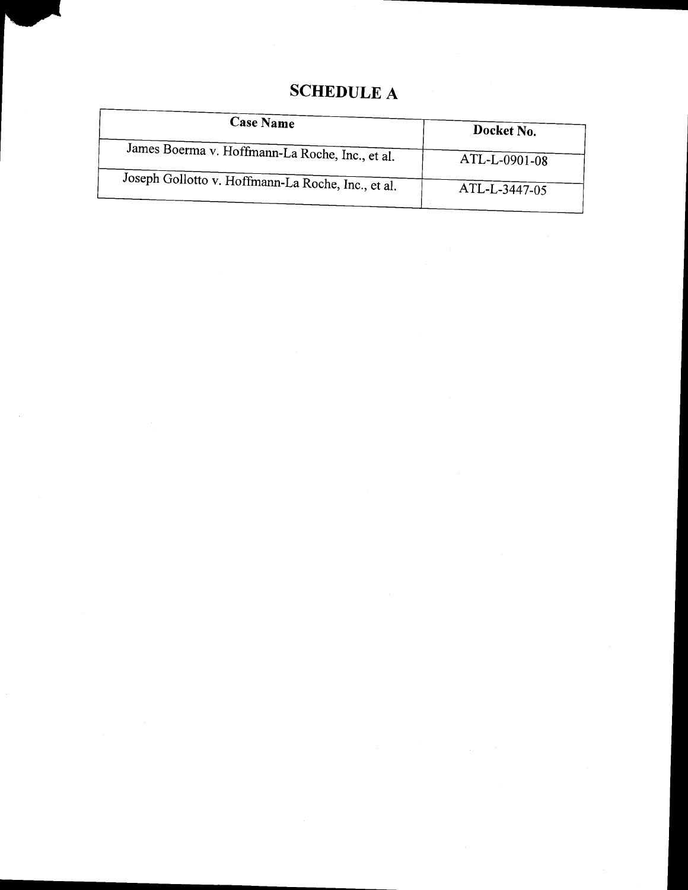# SCHEDULE A

| Case Name | Docket No. |
|---|---|
| James Boerma v. Hoffmann-La Roche, Inc., et al. | ATL-L-0901-08 |
| Joseph Gollotto v. Hoffmann-La Roche, Inc., et al. | ATL-L-3447-05 |